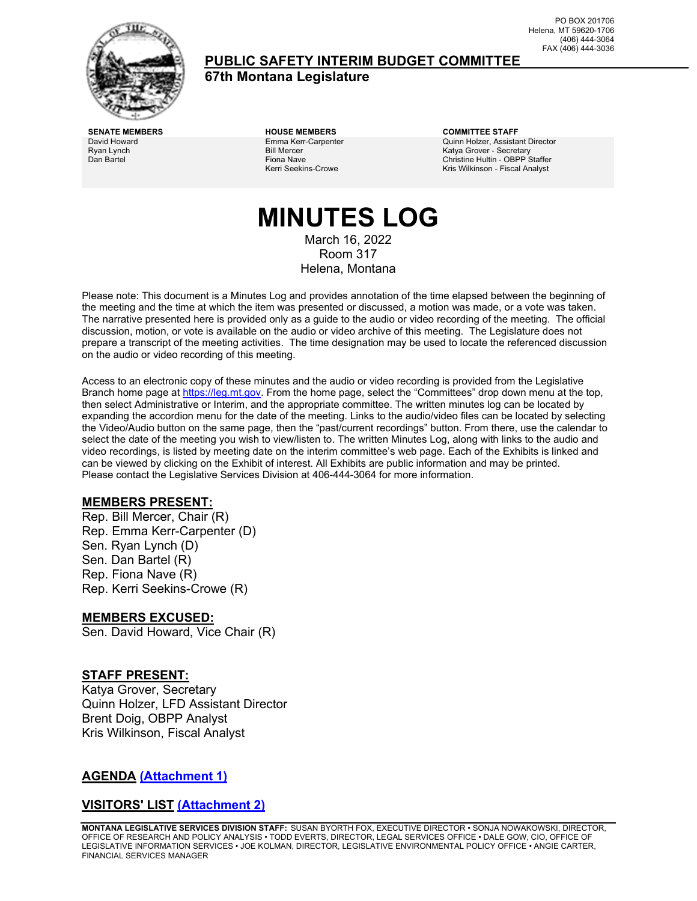PO BOX 201706
Helena, MT 59620-1706
(406) 444-3064
FAX (406) 444-3036

# PUBLIC SAFETY INTERIM BUDGET COMMITTEE

## 67th Montana Legislature

| SENATE MEMBERS | HOUSE MEMBERS | COMMITTEE STAFF |
| --- | --- | --- |
| David Howard | Emma Kerr-Carpenter | Quinn Holzer, Assistant Director |
| Ryan Lynch | Bill Mercer | Katya Grover - Secretary |
| Dan Bartel | Fiona Nave | Christine Hultin - OBPP Staffer |
| | Kerri Seekins-Crowe | Kris Wilkinson - Fiscal Analyst |

# MINUTES LOG

March 16, 2022
Room 317
Helena, Montana

Please note: This document is a Minutes Log and provides annotation of the time elapsed between the beginning of the meeting and the time at which the item was presented or discussed, a motion was made, or a vote was taken. The narrative presented here is provided only as a guide to the audio or video recording of the meeting. The official discussion, motion, or vote is available on the audio or video archive of this meeting. The Legislature does not prepare a transcript of the meeting activities. The time designation may be used to locate the referenced discussion on the audio or video recording of this meeting.

Access to an electronic copy of these minutes and the audio or video recording is provided from the Legislative Branch home page at https://leg.mt.gov. From the home page, select the "Committees" drop down menu at the top, then select Administrative or Interim, and the appropriate committee. The written minutes log can be located by expanding the accordion menu for the date of the meeting. Links to the audio/video files can be located by selecting the Video/Audio button on the same page, then the "past/current recordings" button. From there, use the calendar to select the date of the meeting you wish to view/listen to. The written Minutes Log, along with links to the audio and video recordings, is listed by meeting date on the interim committee's web page. Each of the Exhibits is linked and can be viewed by clicking on the Exhibit of interest. All Exhibits are public information and may be printed. Please contact the Legislative Services Division at 406-444-3064 for more information.

## MEMBERS PRESENT:

Rep. Bill Mercer, Chair (R)
Rep. Emma Kerr-Carpenter (D)
Sen. Ryan Lynch (D)
Sen. Dan Bartel (R)
Rep. Fiona Nave (R)
Rep. Kerri Seekins-Crowe (R)

## MEMBERS EXCUSED:

Sen. David Howard, Vice Chair (R)

## STAFF PRESENT:

Katya Grover, Secretary
Quinn Holzer, LFD Assistant Director
Brent Doig, OBPP Analyst
Kris Wilkinson, Fiscal Analyst

## AGENDA (Attachment 1)

## VISITORS' LIST (Attachment 2)

MONTANA LEGISLATIVE SERVICES DIVISION STAFF: SUSAN BYORTH FOX, EXECUTIVE DIRECTOR • SONJA NOWAKOWSKI, DIRECTOR, OFFICE OF RESEARCH AND POLICY ANALYSIS • TODD EVERTS, DIRECTOR, LEGAL SERVICES OFFICE • DALE GOW, CIO, OFFICE OF LEGISLATIVE INFORMATION SERVICES • JOE KOLMAN, DIRECTOR, LEGISLATIVE ENVIRONMENTAL POLICY OFFICE • ANGIE CARTER, FINANCIAL SERVICES MANAGER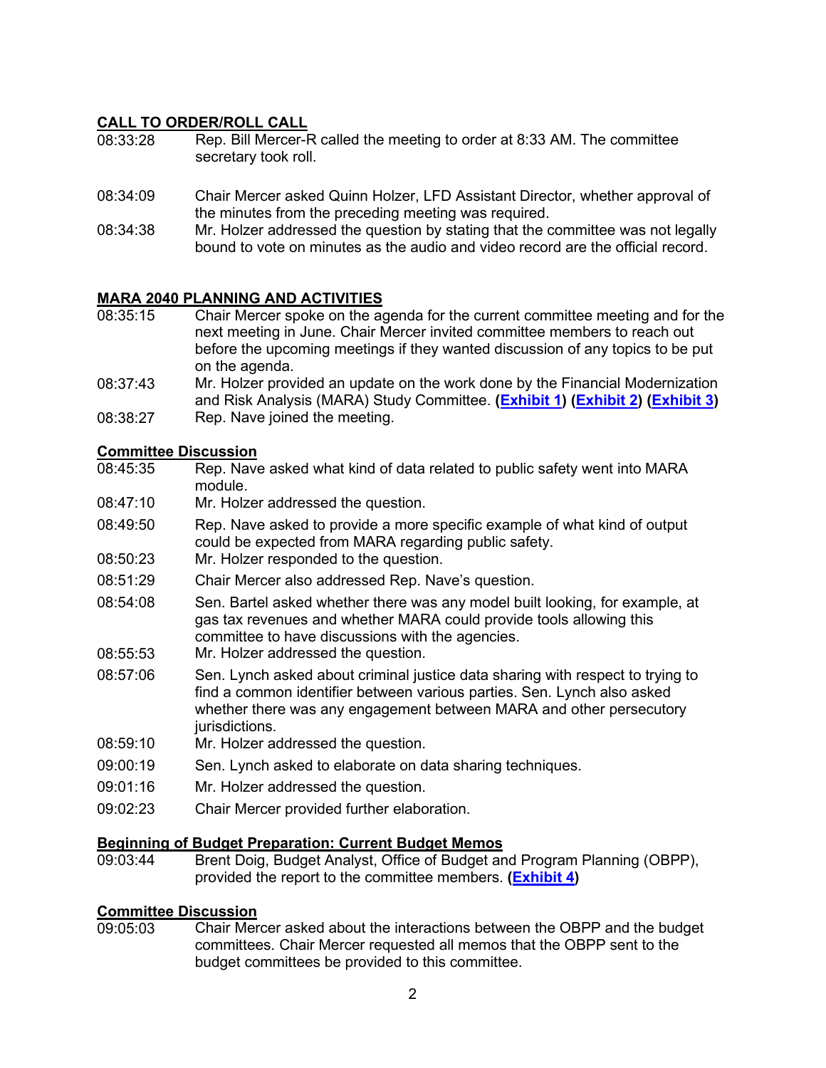## CALL TO ORDER/ROLL CALL

08:33:28 Rep. Bill Mercer-R called the meeting to order at 8:33 AM. The committee secretary took roll.

08:34:09 Chair Mercer asked Quinn Holzer, LFD Assistant Director, whether approval of the minutes from the preceding meeting was required.

08:34:38 Mr. Holzer addressed the question by stating that the committee was not legally bound to vote on minutes as the audio and video record are the official record.

## MARA 2040 PLANNING AND ACTIVITIES

08:35:15 Chair Mercer spoke on the agenda for the current committee meeting and for the next meeting in June. Chair Mercer invited committee members to reach out before the upcoming meetings if they wanted discussion of any topics to be put on the agenda.

08:37:43 Mr. Holzer provided an update on the work done by the Financial Modernization and Risk Analysis (MARA) Study Committee. **(Exhibit 1) (Exhibit 2) (Exhibit 3)**

08:38:27 Rep. Nave joined the meeting.

### Committee Discussion

08:45:35 Rep. Nave asked what kind of data related to public safety went into MARA module.

08:47:10 Mr. Holzer addressed the question.

08:49:50 Rep. Nave asked to provide a more specific example of what kind of output could be expected from MARA regarding public safety.

08:50:23 Mr. Holzer responded to the question.

08:51:29 Chair Mercer also addressed Rep. Nave's question.

08:54:08 Sen. Bartel asked whether there was any model built looking, for example, at gas tax revenues and whether MARA could provide tools allowing this committee to have discussions with the agencies.

08:55:53 Mr. Holzer addressed the question.

08:57:06 Sen. Lynch asked about criminal justice data sharing with respect to trying to find a common identifier between various parties. Sen. Lynch also asked whether there was any engagement between MARA and other persecutory jurisdictions.

08:59:10 Mr. Holzer addressed the question.

09:00:19 Sen. Lynch asked to elaborate on data sharing techniques.

09:01:16 Mr. Holzer addressed the question.

09:02:23 Chair Mercer provided further elaboration.

### Beginning of Budget Preparation: Current Budget Memos

09:03:44 Brent Doig, Budget Analyst, Office of Budget and Program Planning (OBPP), provided the report to the committee members. **(Exhibit 4)**

### Committee Discussion

09:05:03 Chair Mercer asked about the interactions between the OBPP and the budget committees. Chair Mercer requested all memos that the OBPP sent to the budget committees be provided to this committee.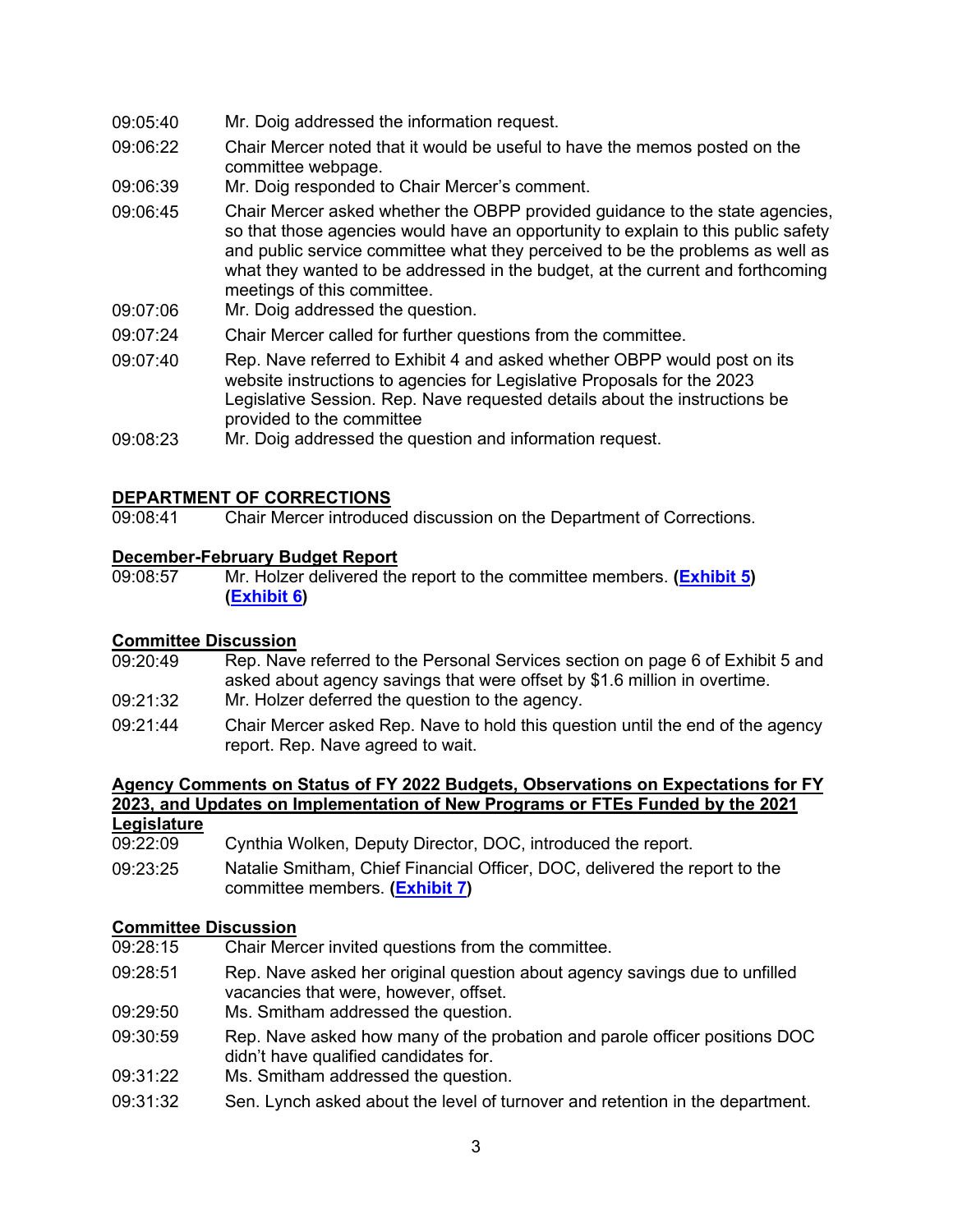09:05:40 Mr. Doig addressed the information request.

09:06:22 Chair Mercer noted that it would be useful to have the memos posted on the committee webpage.

09:06:39 Mr. Doig responded to Chair Mercer's comment.

09:06:45 Chair Mercer asked whether the OBPP provided guidance to the state agencies, so that those agencies would have an opportunity to explain to this public safety and public service committee what they perceived to be the problems as well as what they wanted to be addressed in the budget, at the current and forthcoming meetings of this committee.

09:07:06 Mr. Doig addressed the question.

09:07:24 Chair Mercer called for further questions from the committee.

09:07:40 Rep. Nave referred to Exhibit 4 and asked whether OBPP would post on its website instructions to agencies for Legislative Proposals for the 2023 Legislative Session. Rep. Nave requested details about the instructions be provided to the committee

09:08:23 Mr. Doig addressed the question and information request.

## DEPARTMENT OF CORRECTIONS

09:08:41 Chair Mercer introduced discussion on the Department of Corrections.

### December-February Budget Report

09:08:57 Mr. Holzer delivered the report to the committee members. **(Exhibit 5)** **(Exhibit 6)**

### Committee Discussion

09:20:49 Rep. Nave referred to the Personal Services section on page 6 of Exhibit 5 and asked about agency savings that were offset by $1.6 million in overtime.

09:21:32 Mr. Holzer deferred the question to the agency.

09:21:44 Chair Mercer asked Rep. Nave to hold this question until the end of the agency report. Rep. Nave agreed to wait.

### Agency Comments on Status of FY 2022 Budgets, Observations on Expectations for FY 2023, and Updates on Implementation of New Programs or FTEs Funded by the 2021 Legislature

09:22:09 Cynthia Wolken, Deputy Director, DOC, introduced the report.

09:23:25 Natalie Smitham, Chief Financial Officer, DOC, delivered the report to the committee members. **(Exhibit 7)**

### Committee Discussion

09:28:15 Chair Mercer invited questions from the committee.

09:28:51 Rep. Nave asked her original question about agency savings due to unfilled vacancies that were, however, offset.

09:29:50 Ms. Smitham addressed the question.

09:30:59 Rep. Nave asked how many of the probation and parole officer positions DOC didn't have qualified candidates for.

09:31:22 Ms. Smitham addressed the question.

09:31:32 Sen. Lynch asked about the level of turnover and retention in the department.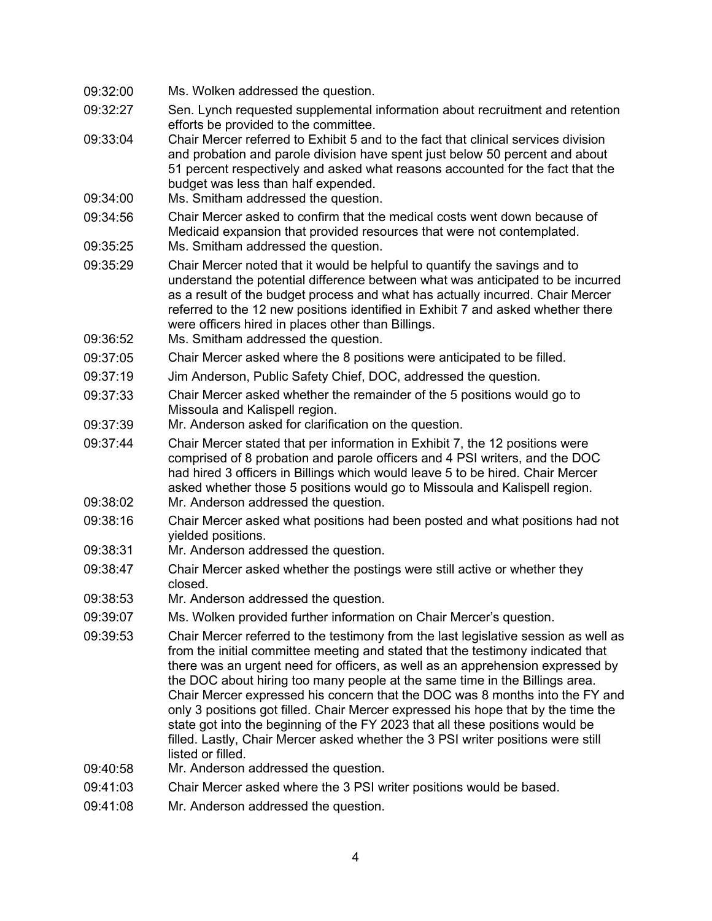09:32:00 Ms. Wolken addressed the question.

09:32:27 Sen. Lynch requested supplemental information about recruitment and retention efforts be provided to the committee.

09:33:04 Chair Mercer referred to Exhibit 5 and to the fact that clinical services division and probation and parole division have spent just below 50 percent and about 51 percent respectively and asked what reasons accounted for the fact that the budget was less than half expended.

09:34:00 Ms. Smitham addressed the question.

09:34:56 Chair Mercer asked to confirm that the medical costs went down because of Medicaid expansion that provided resources that were not contemplated.

09:35:25 Ms. Smitham addressed the question.

09:35:29 Chair Mercer noted that it would be helpful to quantify the savings and to understand the potential difference between what was anticipated to be incurred as a result of the budget process and what has actually incurred. Chair Mercer referred to the 12 new positions identified in Exhibit 7 and asked whether there were officers hired in places other than Billings.

09:36:52 Ms. Smitham addressed the question.

09:37:05 Chair Mercer asked where the 8 positions were anticipated to be filled.

09:37:19 Jim Anderson, Public Safety Chief, DOC, addressed the question.

09:37:33 Chair Mercer asked whether the remainder of the 5 positions would go to Missoula and Kalispell region.

09:37:39 Mr. Anderson asked for clarification on the question.

09:37:44 Chair Mercer stated that per information in Exhibit 7, the 12 positions were comprised of 8 probation and parole officers and 4 PSI writers, and the DOC had hired 3 officers in Billings which would leave 5 to be hired. Chair Mercer asked whether those 5 positions would go to Missoula and Kalispell region.

09:38:02 Mr. Anderson addressed the question.

09:38:16 Chair Mercer asked what positions had been posted and what positions had not yielded positions.

09:38:31 Mr. Anderson addressed the question.

09:38:47 Chair Mercer asked whether the postings were still active or whether they closed.

09:38:53 Mr. Anderson addressed the question.

09:39:07 Ms. Wolken provided further information on Chair Mercer's question.

09:39:53 Chair Mercer referred to the testimony from the last legislative session as well as from the initial committee meeting and stated that the testimony indicated that there was an urgent need for officers, as well as an apprehension expressed by the DOC about hiring too many people at the same time in the Billings area. Chair Mercer expressed his concern that the DOC was 8 months into the FY and only 3 positions got filled. Chair Mercer expressed his hope that by the time the state got into the beginning of the FY 2023 that all these positions would be filled. Lastly, Chair Mercer asked whether the 3 PSI writer positions were still listed or filled.

09:40:58 Mr. Anderson addressed the question.

09:41:03 Chair Mercer asked where the 3 PSI writer positions would be based.

09:41:08 Mr. Anderson addressed the question.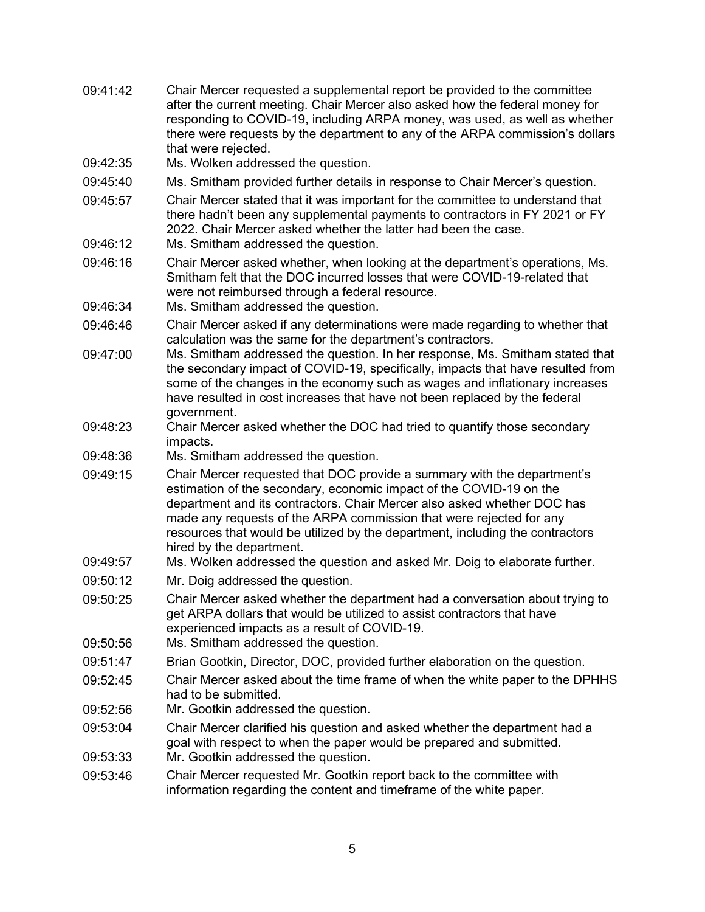09:41:42 Chair Mercer requested a supplemental report be provided to the committee after the current meeting. Chair Mercer also asked how the federal money for responding to COVID-19, including ARPA money, was used, as well as whether there were requests by the department to any of the ARPA commission's dollars that were rejected.

09:42:35 Ms. Wolken addressed the question.

09:45:40 Ms. Smitham provided further details in response to Chair Mercer's question.

09:45:57 Chair Mercer stated that it was important for the committee to understand that there hadn't been any supplemental payments to contractors in FY 2021 or FY 2022. Chair Mercer asked whether the latter had been the case.

09:46:12 Ms. Smitham addressed the question.

09:46:16 Chair Mercer asked whether, when looking at the department's operations, Ms. Smitham felt that the DOC incurred losses that were COVID-19-related that were not reimbursed through a federal resource.

09:46:34 Ms. Smitham addressed the question.

09:46:46 Chair Mercer asked if any determinations were made regarding to whether that calculation was the same for the department's contractors.

09:47:00 Ms. Smitham addressed the question. In her response, Ms. Smitham stated that the secondary impact of COVID-19, specifically, impacts that have resulted from some of the changes in the economy such as wages and inflationary increases have resulted in cost increases that have not been replaced by the federal government.

09:48:23 Chair Mercer asked whether the DOC had tried to quantify those secondary impacts.

09:48:36 Ms. Smitham addressed the question.

09:49:15 Chair Mercer requested that DOC provide a summary with the department's estimation of the secondary, economic impact of the COVID-19 on the department and its contractors. Chair Mercer also asked whether DOC has made any requests of the ARPA commission that were rejected for any resources that would be utilized by the department, including the contractors hired by the department.

09:49:57 Ms. Wolken addressed the question and asked Mr. Doig to elaborate further.

09:50:12 Mr. Doig addressed the question.

09:50:25 Chair Mercer asked whether the department had a conversation about trying to get ARPA dollars that would be utilized to assist contractors that have experienced impacts as a result of COVID-19.

09:50:56 Ms. Smitham addressed the question.

09:51:47 Brian Gootkin, Director, DOC, provided further elaboration on the question.

09:52:45 Chair Mercer asked about the time frame of when the white paper to the DPHHS had to be submitted.

09:52:56 Mr. Gootkin addressed the question.

09:53:04 Chair Mercer clarified his question and asked whether the department had a goal with respect to when the paper would be prepared and submitted.

09:53:33 Mr. Gootkin addressed the question.

09:53:46 Chair Mercer requested Mr. Gootkin report back to the committee with information regarding the content and timeframe of the white paper.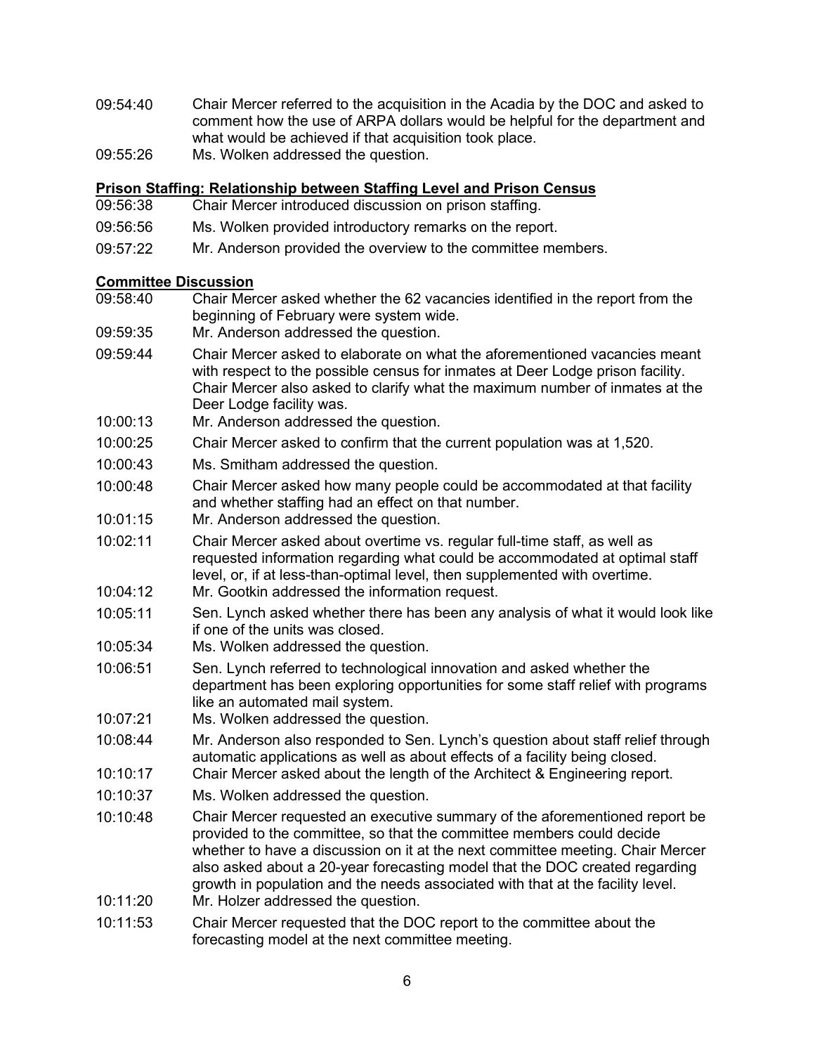09:54:40 Chair Mercer referred to the acquisition in the Acadia by the DOC and asked to comment how the use of ARPA dollars would be helpful for the department and what would be achieved if that acquisition took place.

09:55:26 Ms. Wolken addressed the question.

**Prison Staffing: Relationship between Staffing Level and Prison Census**

09:56:38 Chair Mercer introduced discussion on prison staffing.

09:56:56 Ms. Wolken provided introductory remarks on the report.

09:57:22 Mr. Anderson provided the overview to the committee members.

**Committee Discussion**

09:58:40 Chair Mercer asked whether the 62 vacancies identified in the report from the beginning of February were system wide.

09:59:35 Mr. Anderson addressed the question.

09:59:44 Chair Mercer asked to elaborate on what the aforementioned vacancies meant with respect to the possible census for inmates at Deer Lodge prison facility. Chair Mercer also asked to clarify what the maximum number of inmates at the Deer Lodge facility was.

10:00:13 Mr. Anderson addressed the question.

10:00:25 Chair Mercer asked to confirm that the current population was at 1,520.

10:00:43 Ms. Smitham addressed the question.

10:00:48 Chair Mercer asked how many people could be accommodated at that facility and whether staffing had an effect on that number.

10:01:15 Mr. Anderson addressed the question.

10:02:11 Chair Mercer asked about overtime vs. regular full-time staff, as well as requested information regarding what could be accommodated at optimal staff level, or, if at less-than-optimal level, then supplemented with overtime.

10:04:12 Mr. Gootkin addressed the information request.

10:05:11 Sen. Lynch asked whether there has been any analysis of what it would look like if one of the units was closed.

10:05:34 Ms. Wolken addressed the question.

10:06:51 Sen. Lynch referred to technological innovation and asked whether the department has been exploring opportunities for some staff relief with programs like an automated mail system.

10:07:21 Ms. Wolken addressed the question.

10:08:44 Mr. Anderson also responded to Sen. Lynch's question about staff relief through automatic applications as well as about effects of a facility being closed.

10:10:17 Chair Mercer asked about the length of the Architect & Engineering report.

10:10:37 Ms. Wolken addressed the question.

10:10:48 Chair Mercer requested an executive summary of the aforementioned report be provided to the committee, so that the committee members could decide whether to have a discussion on it at the next committee meeting. Chair Mercer also asked about a 20-year forecasting model that the DOC created regarding growth in population and the needs associated with that at the facility level.

10:11:20 Mr. Holzer addressed the question.

10:11:53 Chair Mercer requested that the DOC report to the committee about the forecasting model at the next committee meeting.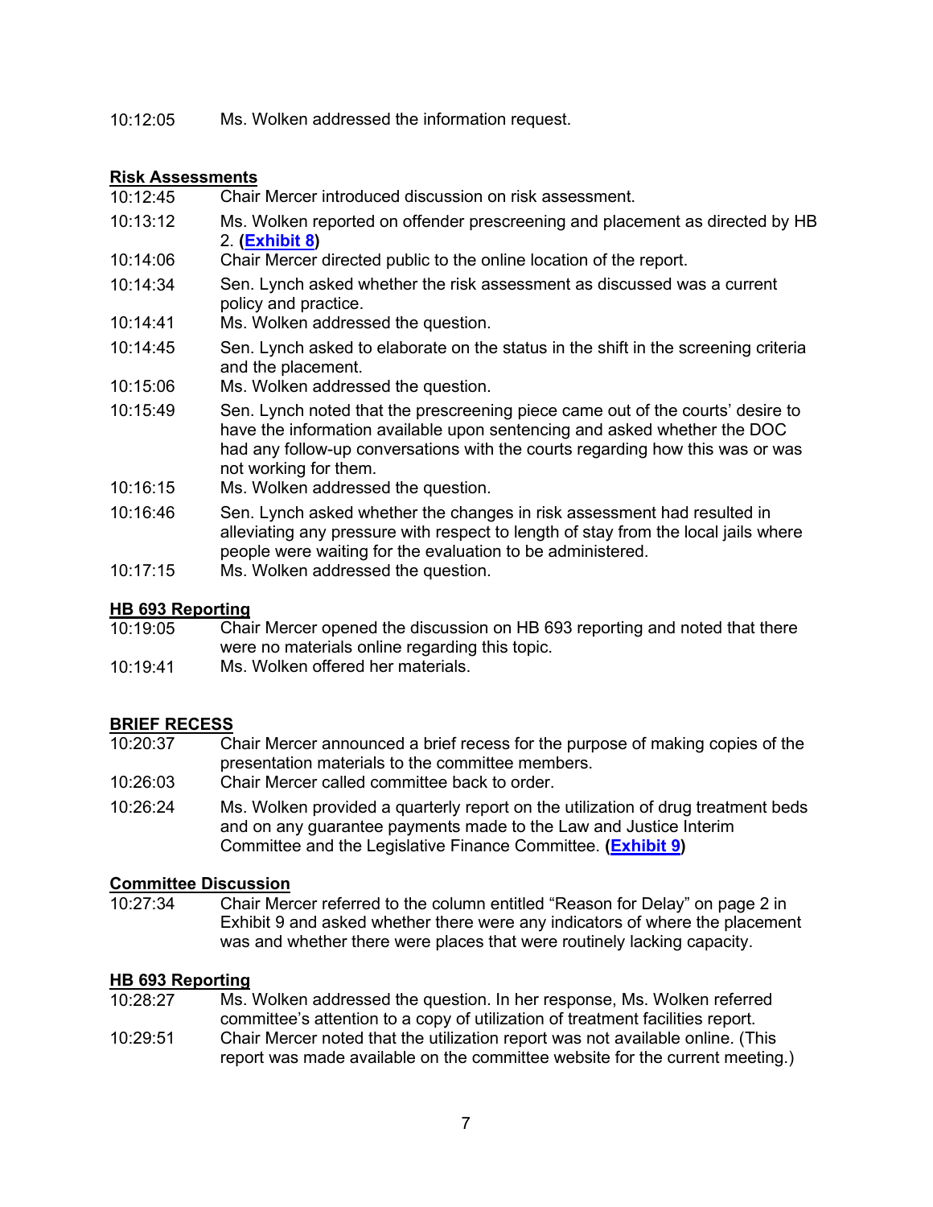10:12:05 Ms. Wolken addressed the information request.

**Risk Assessments**

10:12:45 Chair Mercer introduced discussion on risk assessment.

10:13:12 Ms. Wolken reported on offender prescreening and placement as directed by HB 2. **(Exhibit 8)**

10:14:06 Chair Mercer directed public to the online location of the report.

10:14:34 Sen. Lynch asked whether the risk assessment as discussed was a current policy and practice.

10:14:41 Ms. Wolken addressed the question.

10:14:45 Sen. Lynch asked to elaborate on the status in the shift in the screening criteria and the placement.

10:15:06 Ms. Wolken addressed the question.

10:15:49 Sen. Lynch noted that the prescreening piece came out of the courts' desire to have the information available upon sentencing and asked whether the DOC had any follow-up conversations with the courts regarding how this was or was not working for them.

10:16:15 Ms. Wolken addressed the question.

10:16:46 Sen. Lynch asked whether the changes in risk assessment had resulted in alleviating any pressure with respect to length of stay from the local jails where people were waiting for the evaluation to be administered.

10:17:15 Ms. Wolken addressed the question.

**HB 693 Reporting**

10:19:05 Chair Mercer opened the discussion on HB 693 reporting and noted that there were no materials online regarding this topic.

10:19:41 Ms. Wolken offered her materials.

**BRIEF RECESS**

10:20:37 Chair Mercer announced a brief recess for the purpose of making copies of the presentation materials to the committee members.

10:26:03 Chair Mercer called committee back to order.

10:26:24 Ms. Wolken provided a quarterly report on the utilization of drug treatment beds and on any guarantee payments made to the Law and Justice Interim Committee and the Legislative Finance Committee. **(Exhibit 9)**

**Committee Discussion**

10:27:34 Chair Mercer referred to the column entitled "Reason for Delay" on page 2 in Exhibit 9 and asked whether there were any indicators of where the placement was and whether there were places that were routinely lacking capacity.

**HB 693 Reporting**

10:28:27 Ms. Wolken addressed the question. In her response, Ms. Wolken referred committee's attention to a copy of utilization of treatment facilities report.

10:29:51 Chair Mercer noted that the utilization report was not available online. (This report was made available on the committee website for the current meeting.)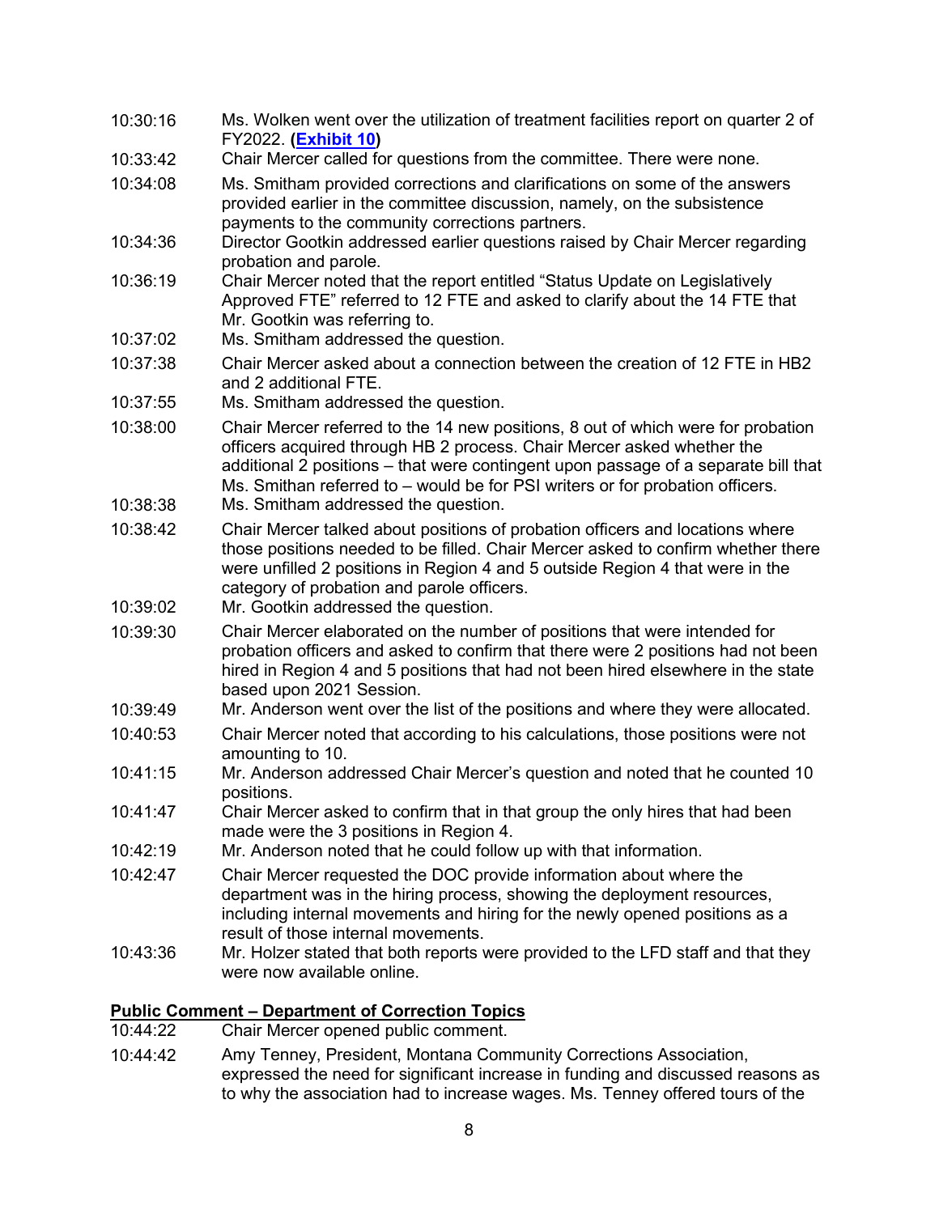10:30:16 Ms. Wolken went over the utilization of treatment facilities report on quarter 2 of FY2022. **(Exhibit 10)**

10:33:42 Chair Mercer called for questions from the committee. There were none.

10:34:08 Ms. Smitham provided corrections and clarifications on some of the answers provided earlier in the committee discussion, namely, on the subsistence payments to the community corrections partners.

10:34:36 Director Gootkin addressed earlier questions raised by Chair Mercer regarding probation and parole.

10:36:19 Chair Mercer noted that the report entitled "Status Update on Legislatively Approved FTE" referred to 12 FTE and asked to clarify about the 14 FTE that Mr. Gootkin was referring to.

10:37:02 Ms. Smitham addressed the question.

10:37:38 Chair Mercer asked about a connection between the creation of 12 FTE in HB2 and 2 additional FTE.

10:37:55 Ms. Smitham addressed the question.

10:38:00 Chair Mercer referred to the 14 new positions, 8 out of which were for probation officers acquired through HB 2 process. Chair Mercer asked whether the additional 2 positions – that were contingent upon passage of a separate bill that Ms. Smithan referred to – would be for PSI writers or for probation officers.

10:38:38 Ms. Smitham addressed the question.

10:38:42 Chair Mercer talked about positions of probation officers and locations where those positions needed to be filled. Chair Mercer asked to confirm whether there were unfilled 2 positions in Region 4 and 5 outside Region 4 that were in the category of probation and parole officers.

10:39:02 Mr. Gootkin addressed the question.

10:39:30 Chair Mercer elaborated on the number of positions that were intended for probation officers and asked to confirm that there were 2 positions had not been hired in Region 4 and 5 positions that had not been hired elsewhere in the state based upon 2021 Session.

10:39:49 Mr. Anderson went over the list of the positions and where they were allocated.

10:40:53 Chair Mercer noted that according to his calculations, those positions were not amounting to 10.

10:41:15 Mr. Anderson addressed Chair Mercer's question and noted that he counted 10 positions.

10:41:47 Chair Mercer asked to confirm that in that group the only hires that had been made were the 3 positions in Region 4.

10:42:19 Mr. Anderson noted that he could follow up with that information.

10:42:47 Chair Mercer requested the DOC provide information about where the department was in the hiring process, showing the deployment resources, including internal movements and hiring for the newly opened positions as a result of those internal movements.

10:43:36 Mr. Holzer stated that both reports were provided to the LFD staff and that they were now available online.

## Public Comment – Department of Correction Topics

10:44:22 Chair Mercer opened public comment.

10:44:42 Amy Tenney, President, Montana Community Corrections Association, expressed the need for significant increase in funding and discussed reasons as to why the association had to increase wages. Ms. Tenney offered tours of the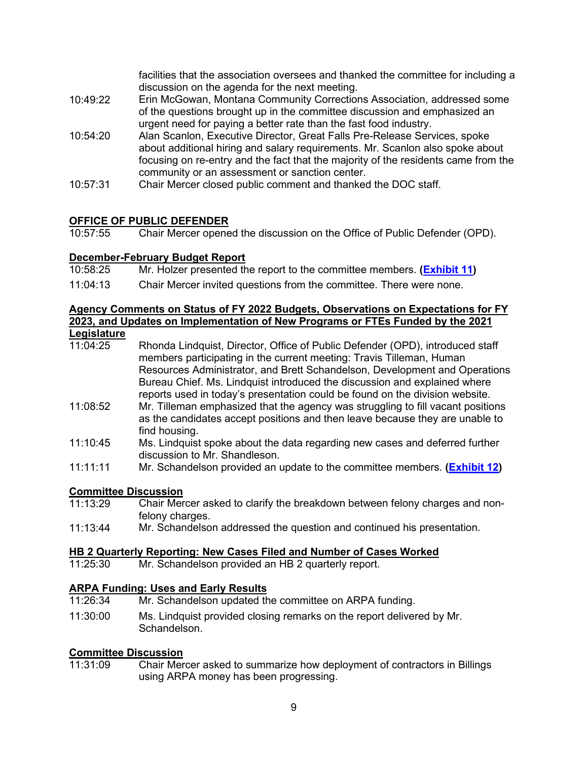facilities that the association oversees and thanked the committee for including a discussion on the agenda for the next meeting.

10:49:22 Erin McGowan, Montana Community Corrections Association, addressed some of the questions brought up in the committee discussion and emphasized an urgent need for paying a better rate than the fast food industry.

10:54:20 Alan Scanlon, Executive Director, Great Falls Pre-Release Services, spoke about additional hiring and salary requirements. Mr. Scanlon also spoke about focusing on re-entry and the fact that the majority of the residents came from the community or an assessment or sanction center.

10:57:31 Chair Mercer closed public comment and thanked the DOC staff.

## OFFICE OF PUBLIC DEFENDER

10:57:55 Chair Mercer opened the discussion on the Office of Public Defender (OPD).

### December-February Budget Report

10:58:25 Mr. Holzer presented the report to the committee members. **(Exhibit 11)**

11:04:13 Chair Mercer invited questions from the committee. There were none.

### Agency Comments on Status of FY 2022 Budgets, Observations on Expectations for FY 2023, and Updates on Implementation of New Programs or FTEs Funded by the 2021 Legislature

11:04:25 Rhonda Lindquist, Director, Office of Public Defender (OPD), introduced staff members participating in the current meeting: Travis Tilleman, Human Resources Administrator, and Brett Schandelson, Development and Operations Bureau Chief. Ms. Lindquist introduced the discussion and explained where reports used in today's presentation could be found on the division website.

11:08:52 Mr. Tilleman emphasized that the agency was struggling to fill vacant positions as the candidates accept positions and then leave because they are unable to find housing.

11:10:45 Ms. Lindquist spoke about the data regarding new cases and deferred further discussion to Mr. Shandleson.

11:11:11 Mr. Schandelson provided an update to the committee members. **(Exhibit 12)**

### Committee Discussion

11:13:29 Chair Mercer asked to clarify the breakdown between felony charges and non-felony charges.

11:13:44 Mr. Schandelson addressed the question and continued his presentation.

### HB 2 Quarterly Reporting: New Cases Filed and Number of Cases Worked

11:25:30 Mr. Schandelson provided an HB 2 quarterly report.

### ARPA Funding: Uses and Early Results

11:26:34 Mr. Schandelson updated the committee on ARPA funding.

11:30:00 Ms. Lindquist provided closing remarks on the report delivered by Mr. Schandelson.

### Committee Discussion

11:31:09 Chair Mercer asked to summarize how deployment of contractors in Billings using ARPA money has been progressing.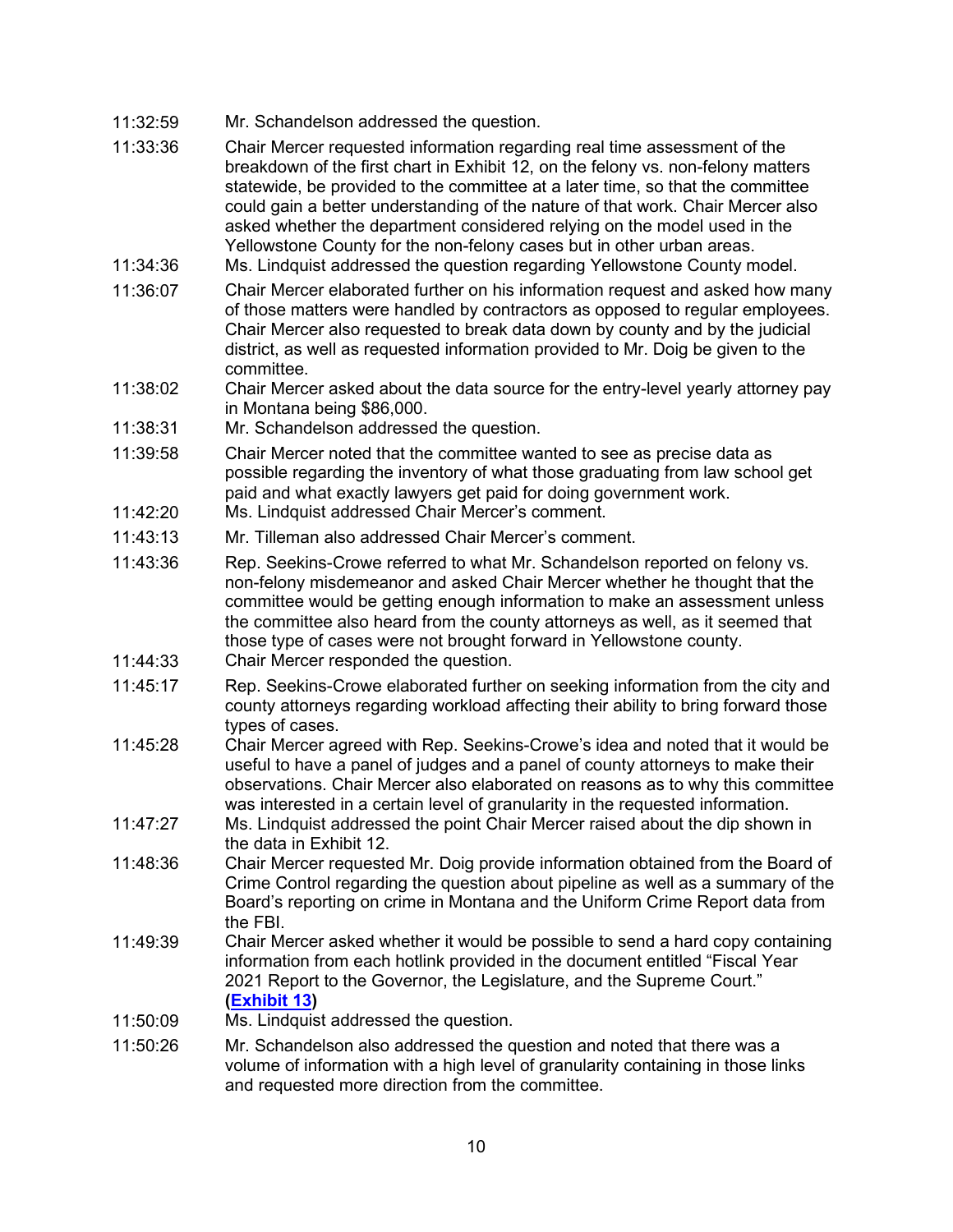11:32:59 Mr. Schandelson addressed the question.

11:33:36 Chair Mercer requested information regarding real time assessment of the breakdown of the first chart in Exhibit 12, on the felony vs. non-felony matters statewide, be provided to the committee at a later time, so that the committee could gain a better understanding of the nature of that work. Chair Mercer also asked whether the department considered relying on the model used in the Yellowstone County for the non-felony cases but in other urban areas.

11:34:36 Ms. Lindquist addressed the question regarding Yellowstone County model.

11:36:07 Chair Mercer elaborated further on his information request and asked how many of those matters were handled by contractors as opposed to regular employees. Chair Mercer also requested to break data down by county and by the judicial district, as well as requested information provided to Mr. Doig be given to the committee.

11:38:02 Chair Mercer asked about the data source for the entry-level yearly attorney pay in Montana being $86,000.

11:38:31 Mr. Schandelson addressed the question.

11:39:58 Chair Mercer noted that the committee wanted to see as precise data as possible regarding the inventory of what those graduating from law school get paid and what exactly lawyers get paid for doing government work.

11:42:20 Ms. Lindquist addressed Chair Mercer's comment.

11:43:13 Mr. Tilleman also addressed Chair Mercer's comment.

11:43:36 Rep. Seekins-Crowe referred to what Mr. Schandelson reported on felony vs. non-felony misdemeanor and asked Chair Mercer whether he thought that the committee would be getting enough information to make an assessment unless the committee also heard from the county attorneys as well, as it seemed that those type of cases were not brought forward in Yellowstone county.

11:44:33 Chair Mercer responded the question.

11:45:17 Rep. Seekins-Crowe elaborated further on seeking information from the city and county attorneys regarding workload affecting their ability to bring forward those types of cases.

11:45:28 Chair Mercer agreed with Rep. Seekins-Crowe's idea and noted that it would be useful to have a panel of judges and a panel of county attorneys to make their observations. Chair Mercer also elaborated on reasons as to why this committee was interested in a certain level of granularity in the requested information.

11:47:27 Ms. Lindquist addressed the point Chair Mercer raised about the dip shown in the data in Exhibit 12.

11:48:36 Chair Mercer requested Mr. Doig provide information obtained from the Board of Crime Control regarding the question about pipeline as well as a summary of the Board's reporting on crime in Montana and the Uniform Crime Report data from the FBI.

11:49:39 Chair Mercer asked whether it would be possible to send a hard copy containing information from each hotlink provided in the document entitled "Fiscal Year 2021 Report to the Governor, the Legislature, and the Supreme Court." **(Exhibit 13)**

11:50:09 Ms. Lindquist addressed the question.

11:50:26 Mr. Schandelson also addressed the question and noted that there was a volume of information with a high level of granularity containing in those links and requested more direction from the committee.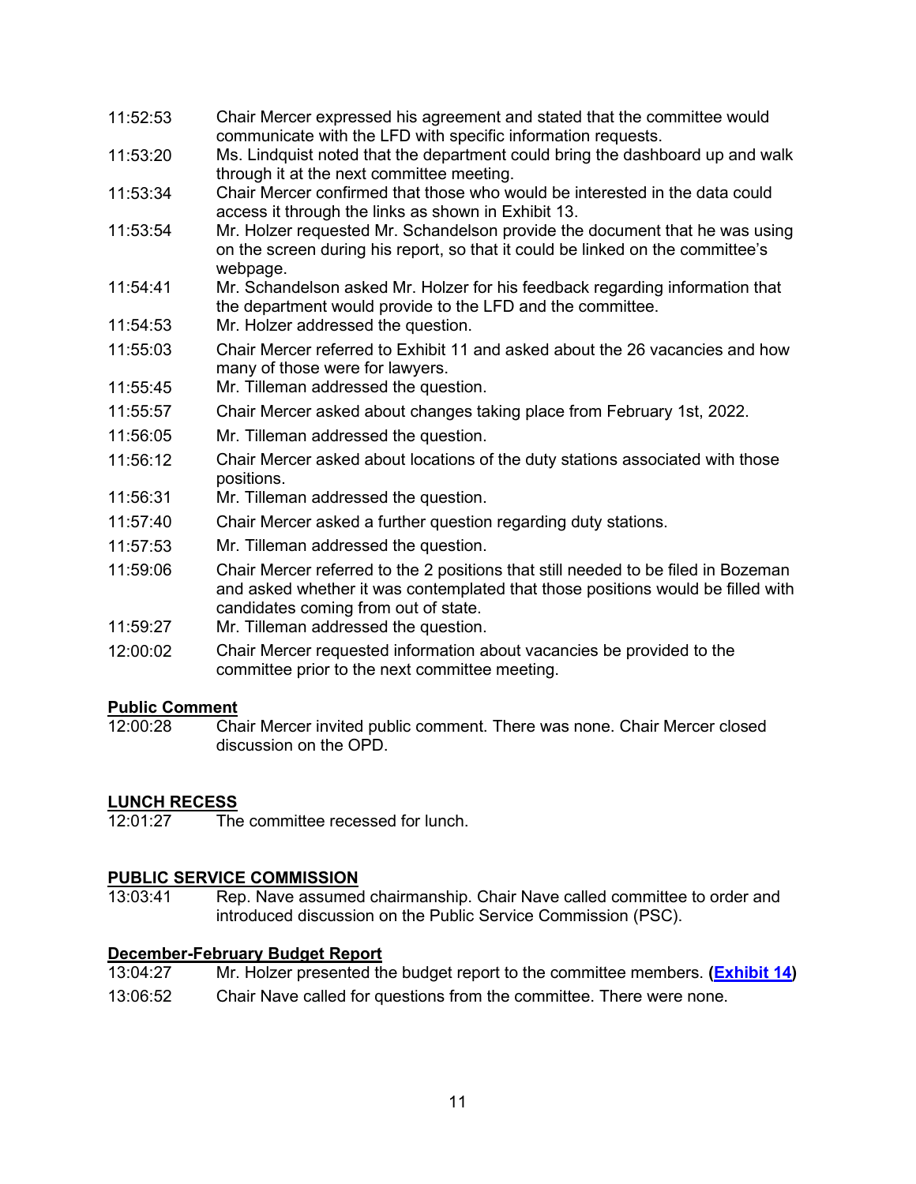| | |
|---|---|
| 11:52:53 | Chair Mercer expressed his agreement and stated that the committee would communicate with the LFD with specific information requests. |
| 11:53:20 | Ms. Lindquist noted that the department could bring the dashboard up and walk through it at the next committee meeting. |
| 11:53:34 | Chair Mercer confirmed that those who would be interested in the data could access it through the links as shown in Exhibit 13. |
| 11:53:54 | Mr. Holzer requested Mr. Schandelson provide the document that he was using on the screen during his report, so that it could be linked on the committee's webpage. |
| 11:54:41 | Mr. Schandelson asked Mr. Holzer for his feedback regarding information that the department would provide to the LFD and the committee. |
| 11:54:53 | Mr. Holzer addressed the question. |
| 11:55:03 | Chair Mercer referred to Exhibit 11 and asked about the 26 vacancies and how many of those were for lawyers. |
| 11:55:45 | Mr. Tilleman addressed the question. |
| 11:55:57 | Chair Mercer asked about changes taking place from February 1st, 2022. |
| 11:56:05 | Mr. Tilleman addressed the question. |
| 11:56:12 | Chair Mercer asked about locations of the duty stations associated with those positions. |
| 11:56:31 | Mr. Tilleman addressed the question. |
| 11:57:40 | Chair Mercer asked a further question regarding duty stations. |
| 11:57:53 | Mr. Tilleman addressed the question. |
| 11:59:06 | Chair Mercer referred to the 2 positions that still needed to be filed in Bozeman and asked whether it was contemplated that those positions would be filled with candidates coming from out of state. |
| 11:59:27 | Mr. Tilleman addressed the question. |
| 12:00:02 | Chair Mercer requested information about vacancies be provided to the committee prior to the next committee meeting. |

**Public Comment**

| | |
|---|---|
| 12:00:28 | Chair Mercer invited public comment. There was none. Chair Mercer closed discussion on the OPD. |

**LUNCH RECESS**

| | |
|---|---|
| 12:01:27 | The committee recessed for lunch. |

**PUBLIC SERVICE COMMISSION**

| | |
|---|---|
| 13:03:41 | Rep. Nave assumed chairmanship. Chair Nave called committee to order and introduced discussion on the Public Service Commission (PSC). |

**December-February Budget Report**

| | |
|---|---|
| 13:04:27 | Mr. Holzer presented the budget report to the committee members. **(Exhibit 14)** |
| 13:06:52 | Chair Nave called for questions from the committee. There were none. |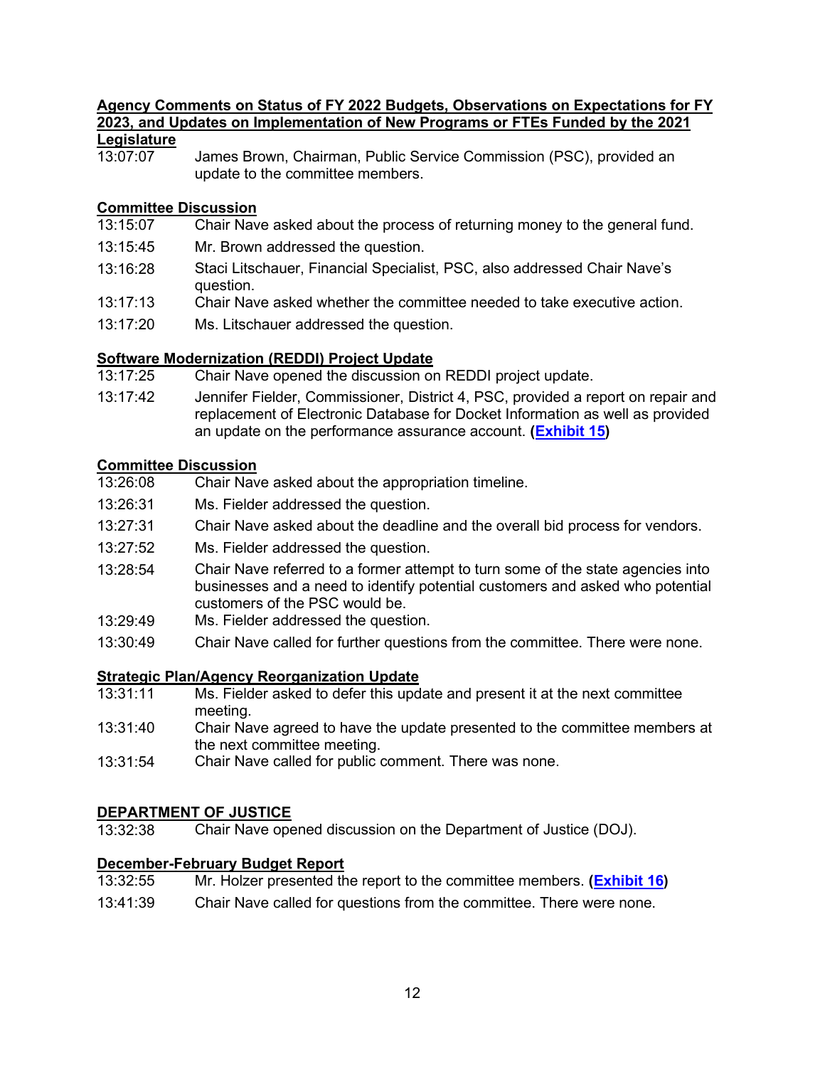**Agency Comments on Status of FY 2022 Budgets, Observations on Expectations for FY 2023, and Updates on Implementation of New Programs or FTEs Funded by the 2021 Legislature**

13:07:07 James Brown, Chairman, Public Service Commission (PSC), provided an update to the committee members.

**Committee Discussion**

13:15:07 Chair Nave asked about the process of returning money to the general fund.

13:15:45 Mr. Brown addressed the question.

13:16:28 Staci Litschauer, Financial Specialist, PSC, also addressed Chair Nave's question.

13:17:13 Chair Nave asked whether the committee needed to take executive action.

13:17:20 Ms. Litschauer addressed the question.

**Software Modernization (REDDI) Project Update**

13:17:25 Chair Nave opened the discussion on REDDI project update.

13:17:42 Jennifer Fielder, Commissioner, District 4, PSC, provided a report on repair and replacement of Electronic Database for Docket Information as well as provided an update on the performance assurance account. **(Exhibit 15)**

**Committee Discussion**

13:26:08 Chair Nave asked about the appropriation timeline.

13:26:31 Ms. Fielder addressed the question.

13:27:31 Chair Nave asked about the deadline and the overall bid process for vendors.

13:27:52 Ms. Fielder addressed the question.

13:28:54 Chair Nave referred to a former attempt to turn some of the state agencies into businesses and a need to identify potential customers and asked who potential customers of the PSC would be.

13:29:49 Ms. Fielder addressed the question.

13:30:49 Chair Nave called for further questions from the committee. There were none.

**Strategic Plan/Agency Reorganization Update**

13:31:11 Ms. Fielder asked to defer this update and present it at the next committee meeting.

13:31:40 Chair Nave agreed to have the update presented to the committee members at the next committee meeting.

13:31:54 Chair Nave called for public comment. There was none.

**DEPARTMENT OF JUSTICE**

13:32:38 Chair Nave opened discussion on the Department of Justice (DOJ).

**December-February Budget Report**

13:32:55 Mr. Holzer presented the report to the committee members. **(Exhibit 16)**

13:41:39 Chair Nave called for questions from the committee. There were none.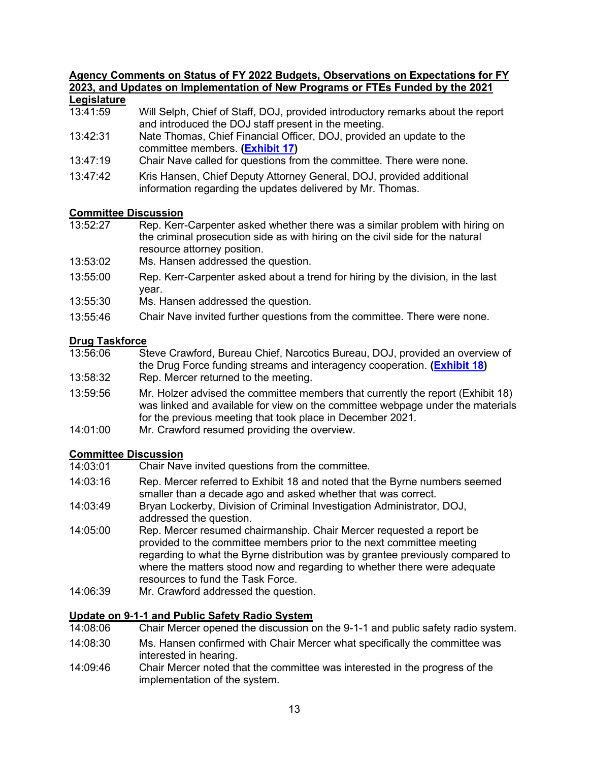**Agency Comments on Status of FY 2022 Budgets, Observations on Expectations for FY 2023, and Updates on Implementation of New Programs or FTEs Funded by the 2021 Legislature**

13:41:59 Will Selph, Chief of Staff, DOJ, provided introductory remarks about the report and introduced the DOJ staff present in the meeting.

13:42:31 Nate Thomas, Chief Financial Officer, DOJ, provided an update to the committee members. **(Exhibit 17)**

13:47:19 Chair Nave called for questions from the committee. There were none.

13:47:42 Kris Hansen, Chief Deputy Attorney General, DOJ, provided additional information regarding the updates delivered by Mr. Thomas.

**Committee Discussion**

13:52:27 Rep. Kerr-Carpenter asked whether there was a similar problem with hiring on the criminal prosecution side as with hiring on the civil side for the natural resource attorney position.

13:53:02 Ms. Hansen addressed the question.

13:55:00 Rep. Kerr-Carpenter asked about a trend for hiring by the division, in the last year.

13:55:30 Ms. Hansen addressed the question.

13:55:46 Chair Nave invited further questions from the committee. There were none.

**Drug Taskforce**

13:56:06 Steve Crawford, Bureau Chief, Narcotics Bureau, DOJ, provided an overview of the Drug Force funding streams and interagency cooperation. **(Exhibit 18)**

13:58:32 Rep. Mercer returned to the meeting.

13:59:56 Mr. Holzer advised the committee members that currently the report (Exhibit 18) was linked and available for view on the committee webpage under the materials for the previous meeting that took place in December 2021.

14:01:00 Mr. Crawford resumed providing the overview.

**Committee Discussion**

14:03:01 Chair Nave invited questions from the committee.

14:03:16 Rep. Mercer referred to Exhibit 18 and noted that the Byrne numbers seemed smaller than a decade ago and asked whether that was correct.

14:03:49 Bryan Lockerby, Division of Criminal Investigation Administrator, DOJ, addressed the question.

14:05:00 Rep. Mercer resumed chairmanship. Chair Mercer requested a report be provided to the committee members prior to the next committee meeting regarding to what the Byrne distribution was by grantee previously compared to where the matters stood now and regarding to whether there were adequate resources to fund the Task Force.

14:06:39 Mr. Crawford addressed the question.

**Update on 9-1-1 and Public Safety Radio System**

14:08:06 Chair Mercer opened the discussion on the 9-1-1 and public safety radio system.

14:08:30 Ms. Hansen confirmed with Chair Mercer what specifically the committee was interested in hearing.

14:09:46 Chair Mercer noted that the committee was interested in the progress of the implementation of the system.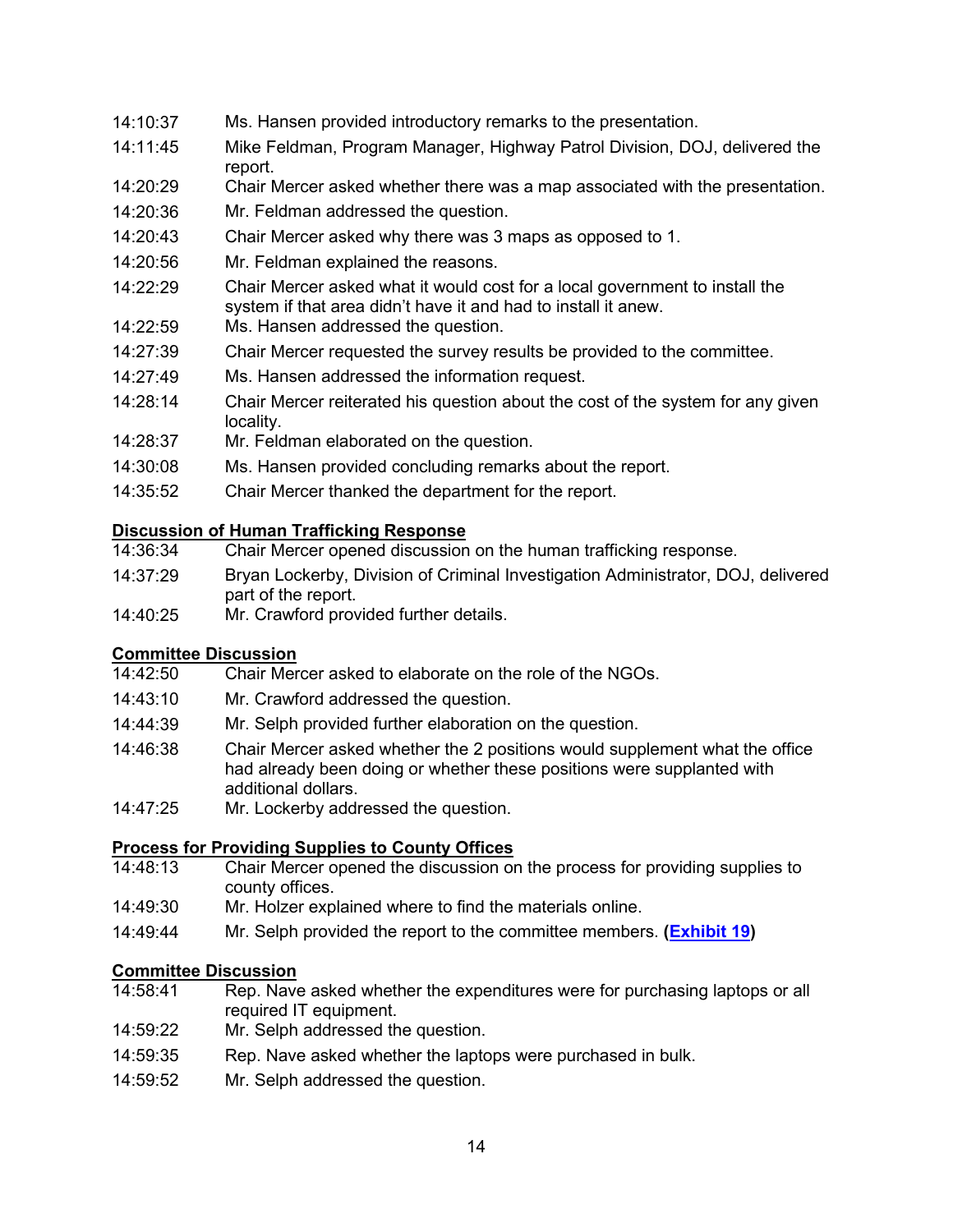14:10:37 Ms. Hansen provided introductory remarks to the presentation.

14:11:45 Mike Feldman, Program Manager, Highway Patrol Division, DOJ, delivered the report.

14:20:29 Chair Mercer asked whether there was a map associated with the presentation.

14:20:36 Mr. Feldman addressed the question.

14:20:43 Chair Mercer asked why there was 3 maps as opposed to 1.

14:20:56 Mr. Feldman explained the reasons.

14:22:29 Chair Mercer asked what it would cost for a local government to install the system if that area didn't have it and had to install it anew.

14:22:59 Ms. Hansen addressed the question.

14:27:39 Chair Mercer requested the survey results be provided to the committee.

14:27:49 Ms. Hansen addressed the information request.

14:28:14 Chair Mercer reiterated his question about the cost of the system for any given locality.

14:28:37 Mr. Feldman elaborated on the question.

14:30:08 Ms. Hansen provided concluding remarks about the report.

14:35:52 Chair Mercer thanked the department for the report.

**Discussion of Human Trafficking Response**

14:36:34 Chair Mercer opened discussion on the human trafficking response.

14:37:29 Bryan Lockerby, Division of Criminal Investigation Administrator, DOJ, delivered part of the report.

14:40:25 Mr. Crawford provided further details.

**Committee Discussion**

14:42:50 Chair Mercer asked to elaborate on the role of the NGOs.

14:43:10 Mr. Crawford addressed the question.

14:44:39 Mr. Selph provided further elaboration on the question.

14:46:38 Chair Mercer asked whether the 2 positions would supplement what the office had already been doing or whether these positions were supplanted with additional dollars.

14:47:25 Mr. Lockerby addressed the question.

**Process for Providing Supplies to County Offices**

14:48:13 Chair Mercer opened the discussion on the process for providing supplies to county offices.

14:49:30 Mr. Holzer explained where to find the materials online.

14:49:44 Mr. Selph provided the report to the committee members. **(Exhibit 19)**

**Committee Discussion**

14:58:41 Rep. Nave asked whether the expenditures were for purchasing laptops or all required IT equipment.

14:59:22 Mr. Selph addressed the question.

14:59:35 Rep. Nave asked whether the laptops were purchased in bulk.

14:59:52 Mr. Selph addressed the question.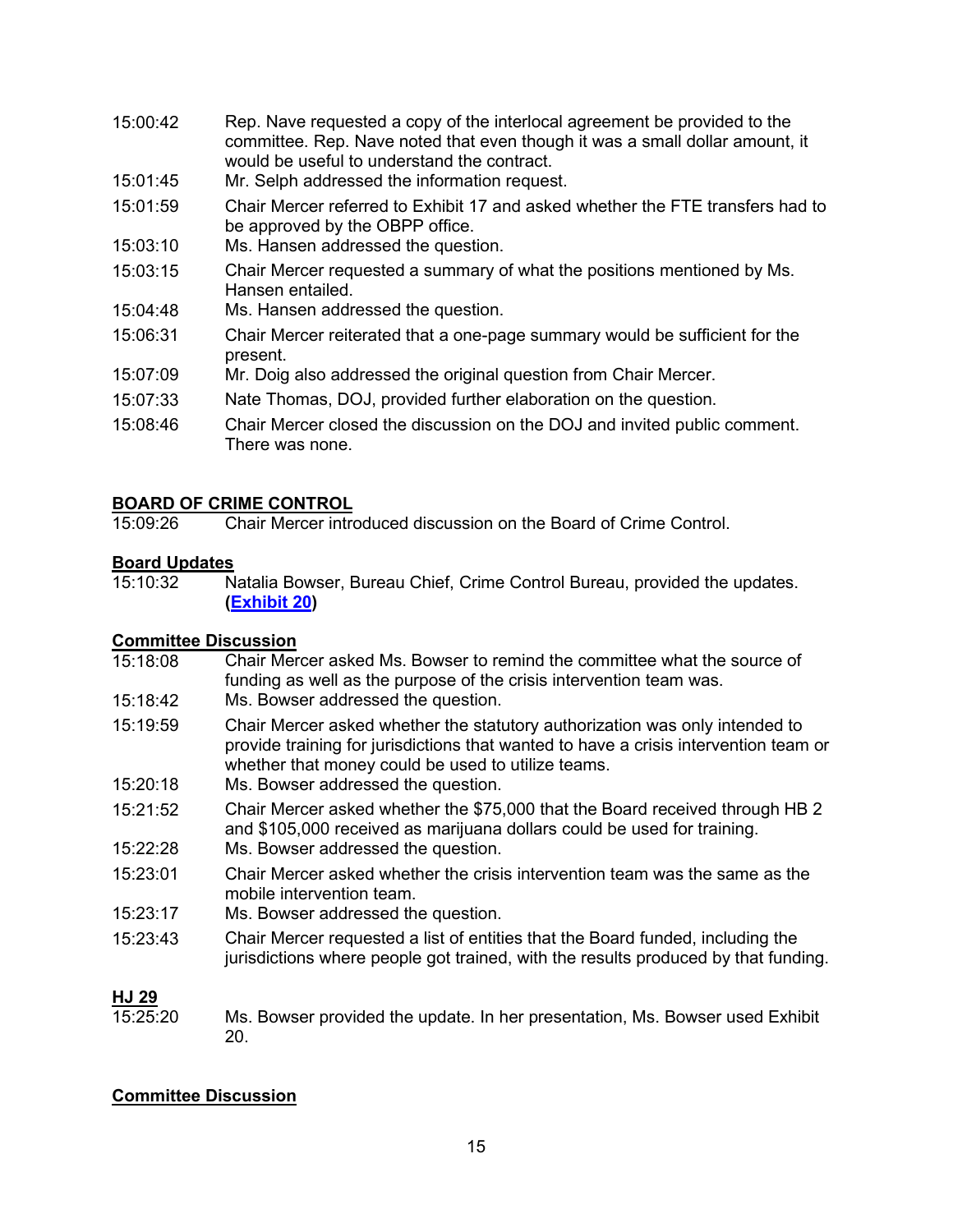15:00:42 Rep. Nave requested a copy of the interlocal agreement be provided to the committee. Rep. Nave noted that even though it was a small dollar amount, it would be useful to understand the contract.

15:01:45 Mr. Selph addressed the information request.

15:01:59 Chair Mercer referred to Exhibit 17 and asked whether the FTE transfers had to be approved by the OBPP office.

15:03:10 Ms. Hansen addressed the question.

15:03:15 Chair Mercer requested a summary of what the positions mentioned by Ms. Hansen entailed.

15:04:48 Ms. Hansen addressed the question.

15:06:31 Chair Mercer reiterated that a one-page summary would be sufficient for the present.

15:07:09 Mr. Doig also addressed the original question from Chair Mercer.

15:07:33 Nate Thomas, DOJ, provided further elaboration on the question.

15:08:46 Chair Mercer closed the discussion on the DOJ and invited public comment. There was none.

## BOARD OF CRIME CONTROL

15:09:26 Chair Mercer introduced discussion on the Board of Crime Control.

### Board Updates

15:10:32 Natalia Bowser, Bureau Chief, Crime Control Bureau, provided the updates. **(Exhibit 20)**

### Committee Discussion

15:18:08 Chair Mercer asked Ms. Bowser to remind the committee what the source of funding as well as the purpose of the crisis intervention team was.

15:18:42 Ms. Bowser addressed the question.

15:19:59 Chair Mercer asked whether the statutory authorization was only intended to provide training for jurisdictions that wanted to have a crisis intervention team or whether that money could be used to utilize teams.

15:20:18 Ms. Bowser addressed the question.

15:21:52 Chair Mercer asked whether the $75,000 that the Board received through HB 2 and $105,000 received as marijuana dollars could be used for training.

15:22:28 Ms. Bowser addressed the question.

15:23:01 Chair Mercer asked whether the crisis intervention team was the same as the mobile intervention team.

15:23:17 Ms. Bowser addressed the question.

15:23:43 Chair Mercer requested a list of entities that the Board funded, including the jurisdictions where people got trained, with the results produced by that funding.

### HJ 29

15:25:20 Ms. Bowser provided the update. In her presentation, Ms. Bowser used Exhibit 20.

### Committee Discussion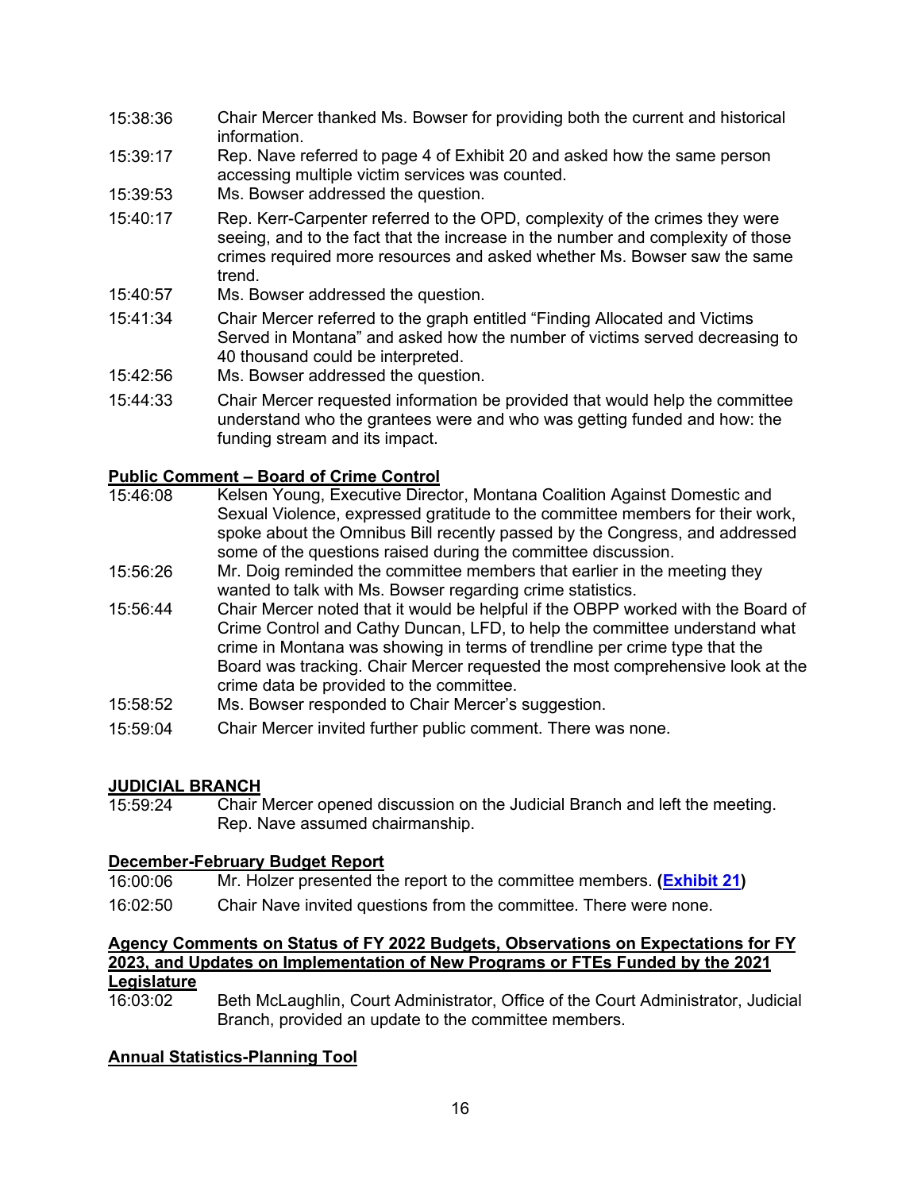15:38:36 Chair Mercer thanked Ms. Bowser for providing both the current and historical information.

15:39:17 Rep. Nave referred to page 4 of Exhibit 20 and asked how the same person accessing multiple victim services was counted.

15:39:53 Ms. Bowser addressed the question.

15:40:17 Rep. Kerr-Carpenter referred to the OPD, complexity of the crimes they were seeing, and to the fact that the increase in the number and complexity of those crimes required more resources and asked whether Ms. Bowser saw the same trend.

15:40:57 Ms. Bowser addressed the question.

15:41:34 Chair Mercer referred to the graph entitled "Finding Allocated and Victims Served in Montana" and asked how the number of victims served decreasing to 40 thousand could be interpreted.

15:42:56 Ms. Bowser addressed the question.

15:44:33 Chair Mercer requested information be provided that would help the committee understand who the grantees were and who was getting funded and how: the funding stream and its impact.

**Public Comment – Board of Crime Control**

15:46:08 Kelsen Young, Executive Director, Montana Coalition Against Domestic and Sexual Violence, expressed gratitude to the committee members for their work, spoke about the Omnibus Bill recently passed by the Congress, and addressed some of the questions raised during the committee discussion.

15:56:26 Mr. Doig reminded the committee members that earlier in the meeting they wanted to talk with Ms. Bowser regarding crime statistics.

15:56:44 Chair Mercer noted that it would be helpful if the OBPP worked with the Board of Crime Control and Cathy Duncan, LFD, to help the committee understand what crime in Montana was showing in terms of trendline per crime type that the Board was tracking. Chair Mercer requested the most comprehensive look at the crime data be provided to the committee.

15:58:52 Ms. Bowser responded to Chair Mercer's suggestion.

15:59:04 Chair Mercer invited further public comment. There was none.

**JUDICIAL BRANCH**

15:59:24 Chair Mercer opened discussion on the Judicial Branch and left the meeting. Rep. Nave assumed chairmanship.

**December-February Budget Report**

16:00:06 Mr. Holzer presented the report to the committee members. **(Exhibit 21)**

16:02:50 Chair Nave invited questions from the committee. There were none.

**Agency Comments on Status of FY 2022 Budgets, Observations on Expectations for FY 2023, and Updates on Implementation of New Programs or FTEs Funded by the 2021 Legislature**

16:03:02 Beth McLaughlin, Court Administrator, Office of the Court Administrator, Judicial Branch, provided an update to the committee members.

**Annual Statistics-Planning Tool**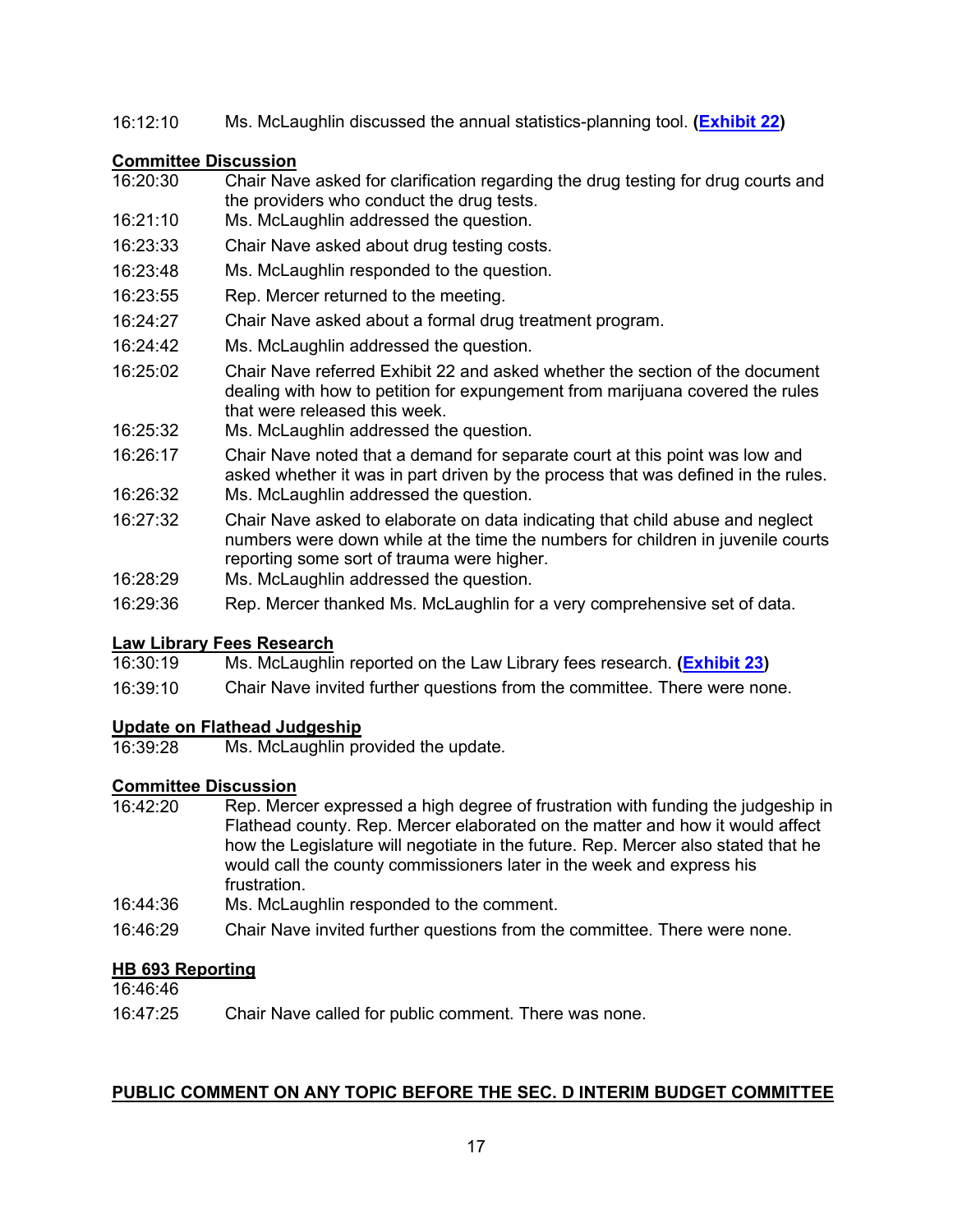16:12:10 Ms. McLaughlin discussed the annual statistics-planning tool. **(Exhibit 22)**

**Committee Discussion**

16:20:30 Chair Nave asked for clarification regarding the drug testing for drug courts and the providers who conduct the drug tests.

16:21:10 Ms. McLaughlin addressed the question.

16:23:33 Chair Nave asked about drug testing costs.

16:23:48 Ms. McLaughlin responded to the question.

16:23:55 Rep. Mercer returned to the meeting.

16:24:27 Chair Nave asked about a formal drug treatment program.

16:24:42 Ms. McLaughlin addressed the question.

16:25:02 Chair Nave referred Exhibit 22 and asked whether the section of the document dealing with how to petition for expungement from marijuana covered the rules that were released this week.

16:25:32 Ms. McLaughlin addressed the question.

16:26:17 Chair Nave noted that a demand for separate court at this point was low and asked whether it was in part driven by the process that was defined in the rules.

16:26:32 Ms. McLaughlin addressed the question.

16:27:32 Chair Nave asked to elaborate on data indicating that child abuse and neglect numbers were down while at the time the numbers for children in juvenile courts reporting some sort of trauma were higher.

16:28:29 Ms. McLaughlin addressed the question.

16:29:36 Rep. Mercer thanked Ms. McLaughlin for a very comprehensive set of data.

**Law Library Fees Research**

16:30:19 Ms. McLaughlin reported on the Law Library fees research. **(Exhibit 23)**

16:39:10 Chair Nave invited further questions from the committee. There were none.

**Update on Flathead Judgeship**

16:39:28 Ms. McLaughlin provided the update.

**Committee Discussion**

16:42:20 Rep. Mercer expressed a high degree of frustration with funding the judgeship in Flathead county. Rep. Mercer elaborated on the matter and how it would affect how the Legislature will negotiate in the future. Rep. Mercer also stated that he would call the county commissioners later in the week and express his frustration.

16:44:36 Ms. McLaughlin responded to the comment.

16:46:29 Chair Nave invited further questions from the committee. There were none.

**HB 693 Reporting**

16:46:46

16:47:25 Chair Nave called for public comment. There was none.

**PUBLIC COMMENT ON ANY TOPIC BEFORE THE SEC. D INTERIM BUDGET COMMITTEE**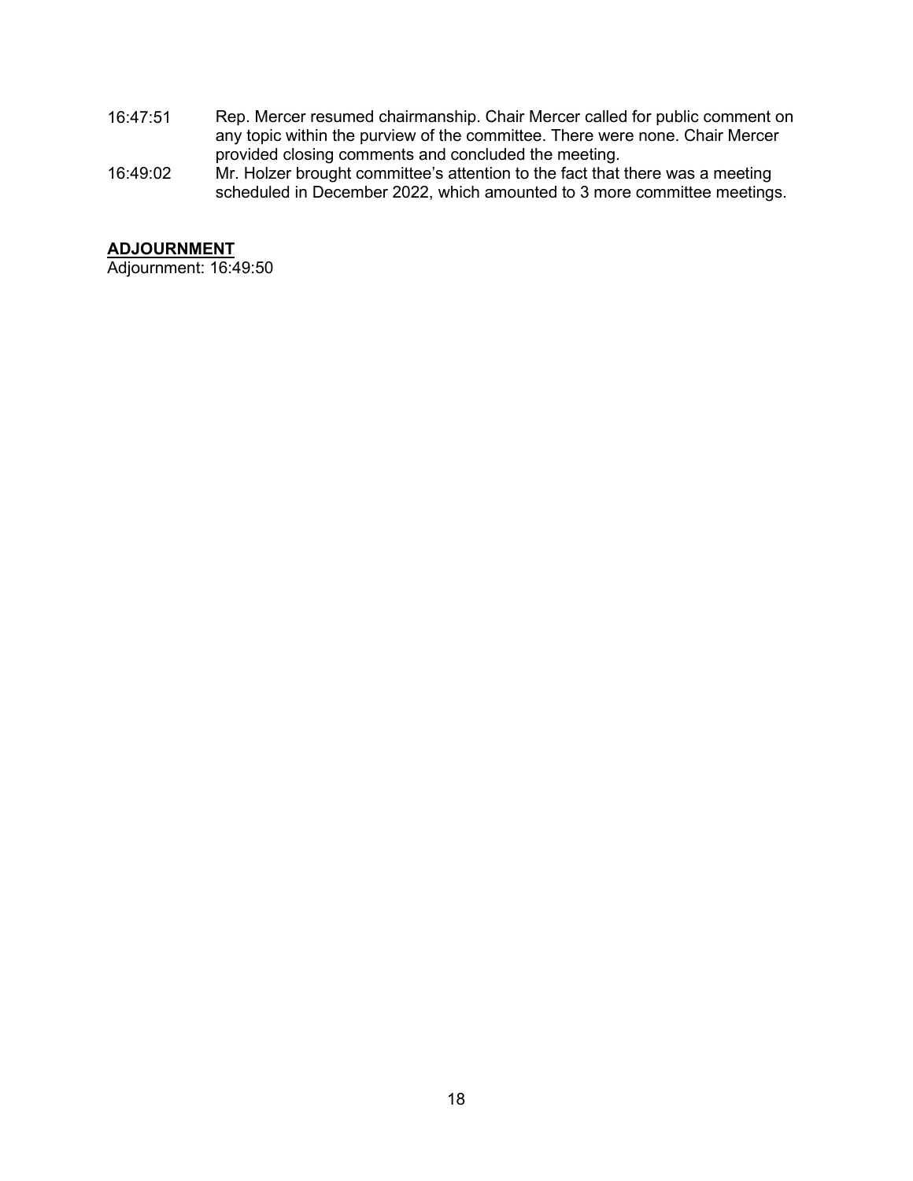| | |
|---|---|
| 16:47:51 | Rep. Mercer resumed chairmanship. Chair Mercer called for public comment on any topic within the purview of the committee. There were none. Chair Mercer provided closing comments and concluded the meeting. |
| 16:49:02 | Mr. Holzer brought committee's attention to the fact that there was a meeting scheduled in December 2022, which amounted to 3 more committee meetings. |

**ADJOURNMENT**

Adjournment: 16:49:50